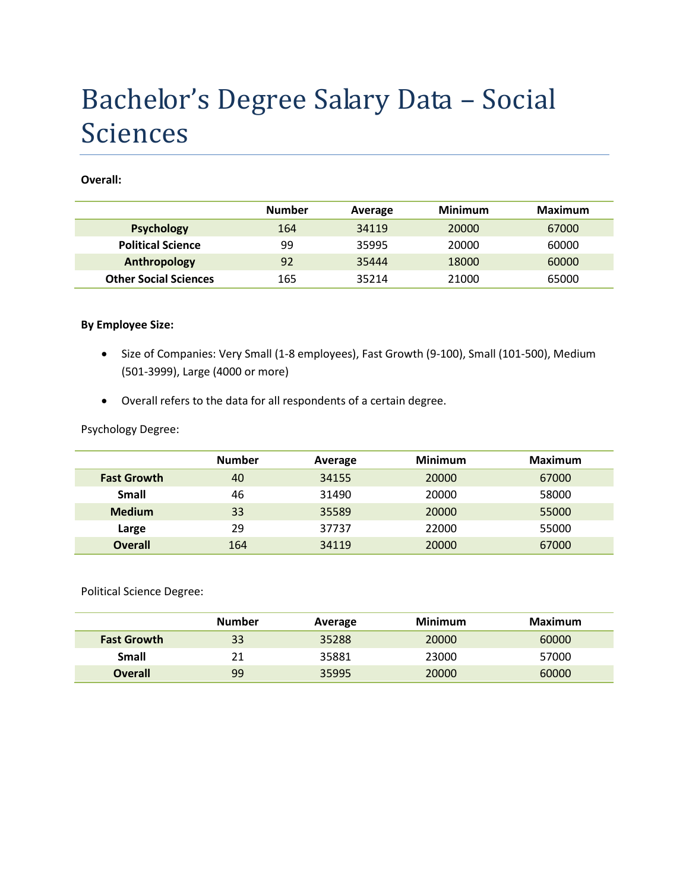# Bachelor's Degree Salary Data – Social Sciences

**Overall:**

| | Number | Average | Minimum | Maximum |
|---|---|---|---|---|
| **Psychology** | 164 | 34119 | 20000 | 67000 |
| **Political Science** | 99 | 35995 | 20000 | 60000 |
| **Anthropology** | 92 | 35444 | 18000 | 60000 |
| **Other Social Sciences** | 165 | 35214 | 21000 | 65000 |

**By Employee Size:**

- Size of Companies: Very Small (1-8 employees), Fast Growth (9-100), Small (101-500), Medium (501-3999), Large (4000 or more)
- Overall refers to the data for all respondents of a certain degree.

Psychology Degree:

| | Number | Average | Minimum | Maximum |
|---|---|---|---|---|
| **Fast Growth** | 40 | 34155 | 20000 | 67000 |
| **Small** | 46 | 31490 | 20000 | 58000 |
| **Medium** | 33 | 35589 | 20000 | 55000 |
| **Large** | 29 | 37737 | 22000 | 55000 |
| **Overall** | 164 | 34119 | 20000 | 67000 |

Political Science Degree:

| | Number | Average | Minimum | Maximum |
|---|---|---|---|---|
| **Fast Growth** | 33 | 35288 | 20000 | 60000 |
| **Small** | 21 | 35881 | 23000 | 57000 |
| **Overall** | 99 | 35995 | 20000 | 60000 |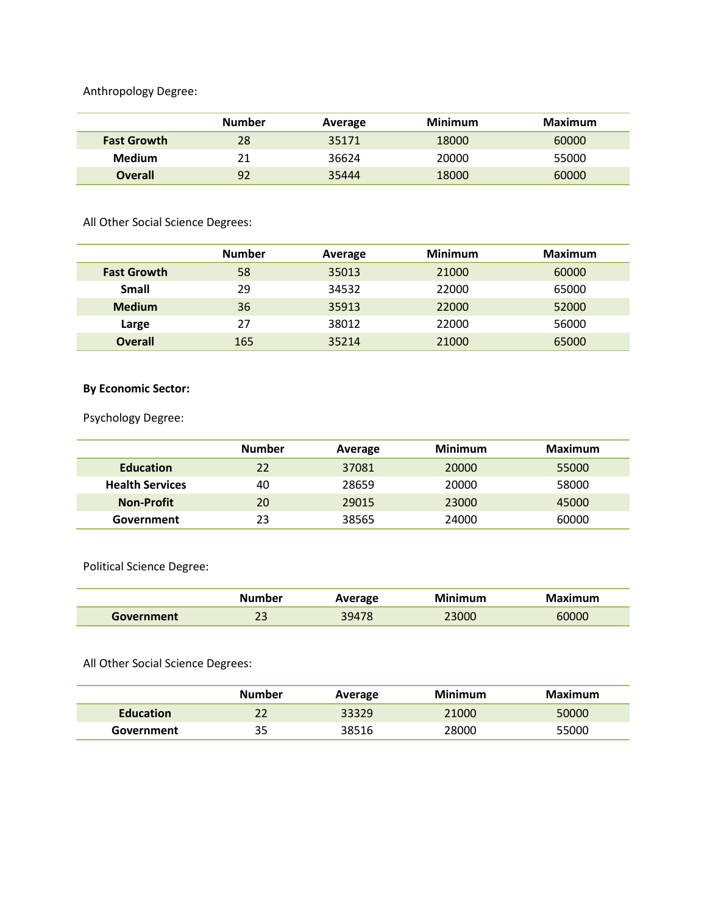Anthropology Degree:

| | Number | Average | Minimum | Maximum |
|---|---|---|---|---|
| **Fast Growth** | 28 | 35171 | 18000 | 60000 |
| **Medium** | 21 | 36624 | 20000 | 55000 |
| **Overall** | 92 | 35444 | 18000 | 60000 |

All Other Social Science Degrees:

| | Number | Average | Minimum | Maximum |
|---|---|---|---|---|
| **Fast Growth** | 58 | 35013 | 21000 | 60000 |
| **Small** | 29 | 34532 | 22000 | 65000 |
| **Medium** | 36 | 35913 | 22000 | 52000 |
| **Large** | 27 | 38012 | 22000 | 56000 |
| **Overall** | 165 | 35214 | 21000 | 65000 |

**By Economic Sector:**

Psychology Degree:

| | Number | Average | Minimum | Maximum |
|---|---|---|---|---|
| **Education** | 22 | 37081 | 20000 | 55000 |
| **Health Services** | 40 | 28659 | 20000 | 58000 |
| **Non-Profit** | 20 | 29015 | 23000 | 45000 |
| **Government** | 23 | 38565 | 24000 | 60000 |

Political Science Degree:

| | Number | Average | Minimum | Maximum |
|---|---|---|---|---|
| **Government** | 23 | 39478 | 23000 | 60000 |

All Other Social Science Degrees:

| | Number | Average | Minimum | Maximum |
|---|---|---|---|---|
| **Education** | 22 | 33329 | 21000 | 50000 |
| **Government** | 35 | 38516 | 28000 | 55000 |